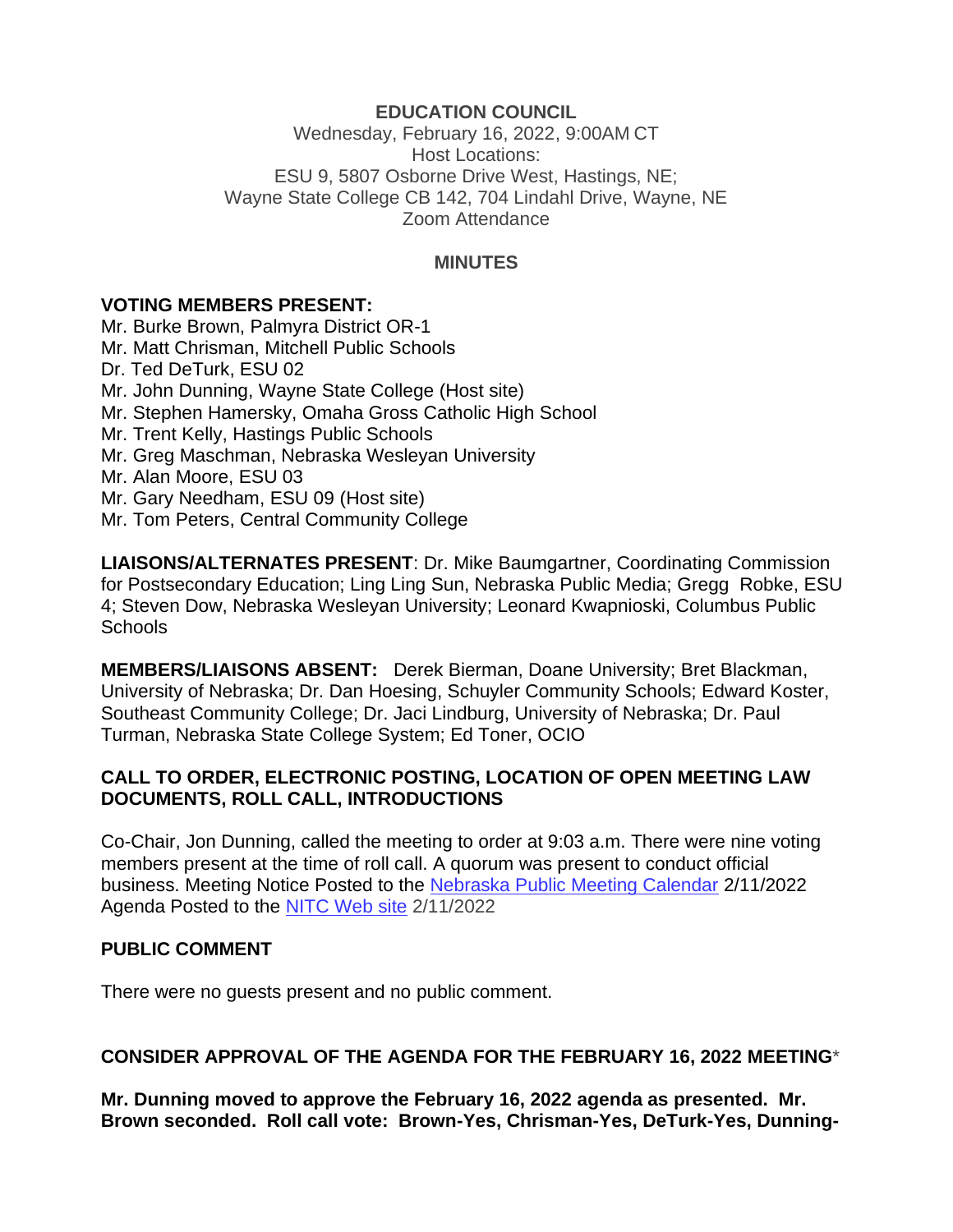**EDUCATION COUNCIL**
Wednesday, February 16, 2022, 9:00AM CT
Host Locations:
ESU 9, 5807 Osborne Drive West, Hastings, NE;
Wayne State College CB 142, 704 Lindahl Drive, Wayne, NE
Zoom Attendance

**MINUTES**

**VOTING MEMBERS PRESENT:**
Mr. Burke Brown, Palmyra District OR-1
Mr. Matt Chrisman, Mitchell Public Schools
Dr. Ted DeTurk, ESU 02
Mr. John Dunning, Wayne State College (Host site)
Mr. Stephen Hamersky, Omaha Gross Catholic High School
Mr. Trent Kelly, Hastings Public Schools
Mr. Greg Maschman, Nebraska Wesleyan University
Mr. Alan Moore, ESU 03
Mr. Gary Needham, ESU 09 (Host site)
Mr. Tom Peters, Central Community College

**LIAISONS/ALTERNATES PRESENT**: Dr. Mike Baumgartner, Coordinating Commission for Postsecondary Education; Ling Ling Sun, Nebraska Public Media; Gregg Robke, ESU 4; Steven Dow, Nebraska Wesleyan University; Leonard Kwapnioski, Columbus Public Schools

**MEMBERS/LIAISONS ABSENT:** Derek Bierman, Doane University; Bret Blackman, University of Nebraska; Dr. Dan Hoesing, Schuyler Community Schools; Edward Koster, Southeast Community College; Dr. Jaci Lindburg, University of Nebraska; Dr. Paul Turman, Nebraska State College System; Ed Toner, OCIO

**CALL TO ORDER, ELECTRONIC POSTING, LOCATION OF OPEN MEETING LAW DOCUMENTS, ROLL CALL, INTRODUCTIONS**

Co-Chair, Jon Dunning, called the meeting to order at 9:03 a.m. There were nine voting members present at the time of roll call. A quorum was present to conduct official business. Meeting Notice Posted to the Nebraska Public Meeting Calendar 2/11/2022 Agenda Posted to the NITC Web site 2/11/2022

**PUBLIC COMMENT**

There were no guests present and no public comment.

**CONSIDER APPROVAL OF THE AGENDA FOR THE FEBRUARY 16, 2022 MEETING***

**Mr. Dunning moved to approve the February 16, 2022 agenda as presented. Mr. Brown seconded. Roll call vote: Brown-Yes, Chrisman-Yes, DeTurk-Yes, Dunning-**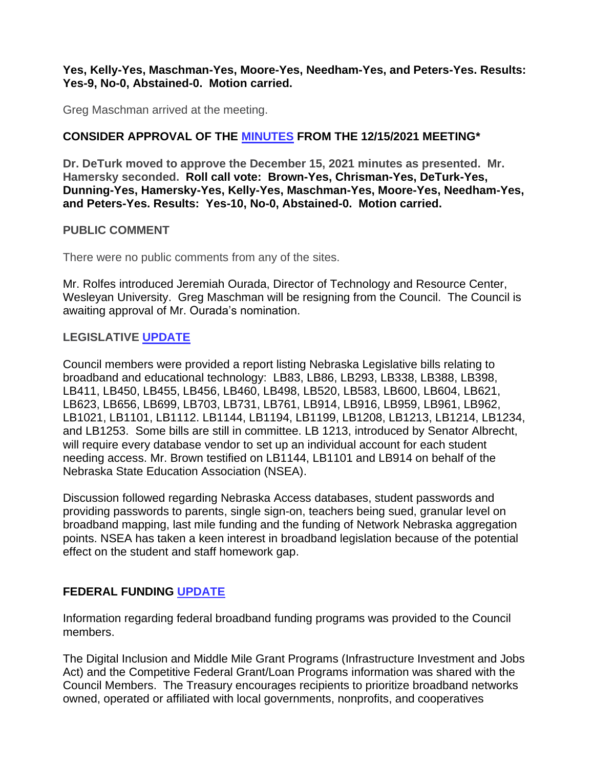**Yes, Kelly-Yes, Maschman-Yes, Moore-Yes, Needham-Yes, and Peters-Yes. Results: Yes-9, No-0, Abstained-0. Motion carried.**

Greg Maschman arrived at the meeting.

## CONSIDER APPROVAL OF THE MINUTES FROM THE 12/15/2021 MEETING*

**Dr. DeTurk moved to approve the December 15, 2021 minutes as presented. Mr. Hamersky seconded. Roll call vote: Brown-Yes, Chrisman-Yes, DeTurk-Yes, Dunning-Yes, Hamersky-Yes, Kelly-Yes, Maschman-Yes, Moore-Yes, Needham-Yes, and Peters-Yes. Results: Yes-10, No-0, Abstained-0. Motion carried.**

## PUBLIC COMMENT

There were no public comments from any of the sites.

Mr. Rolfes introduced Jeremiah Ourada, Director of Technology and Resource Center, Wesleyan University. Greg Maschman will be resigning from the Council. The Council is awaiting approval of Mr. Ourada's nomination.

## LEGISLATIVE UPDATE

Council members were provided a report listing Nebraska Legislative bills relating to broadband and educational technology: LB83, LB86, LB293, LB338, LB388, LB398, LB411, LB450, LB455, LB456, LB460, LB498, LB520, LB583, LB600, LB604, LB621, LB623, LB656, LB699, LB703, LB731, LB761, LB914, LB916, LB959, LB961, LB962, LB1021, LB1101, LB1112. LB1144, LB1194, LB1199, LB1208, LB1213, LB1214, LB1234, and LB1253. Some bills are still in committee. LB 1213, introduced by Senator Albrecht, will require every database vendor to set up an individual account for each student needing access. Mr. Brown testified on LB1144, LB1101 and LB914 on behalf of the Nebraska State Education Association (NSEA).

Discussion followed regarding Nebraska Access databases, student passwords and providing passwords to parents, single sign-on, teachers being sued, granular level on broadband mapping, last mile funding and the funding of Network Nebraska aggregation points. NSEA has taken a keen interest in broadband legislation because of the potential effect on the student and staff homework gap.

## FEDERAL FUNDING UPDATE

Information regarding federal broadband funding programs was provided to the Council members.

The Digital Inclusion and Middle Mile Grant Programs (Infrastructure Investment and Jobs Act) and the Competitive Federal Grant/Loan Programs information was shared with the Council Members. The Treasury encourages recipients to prioritize broadband networks owned, operated or affiliated with local governments, nonprofits, and cooperatives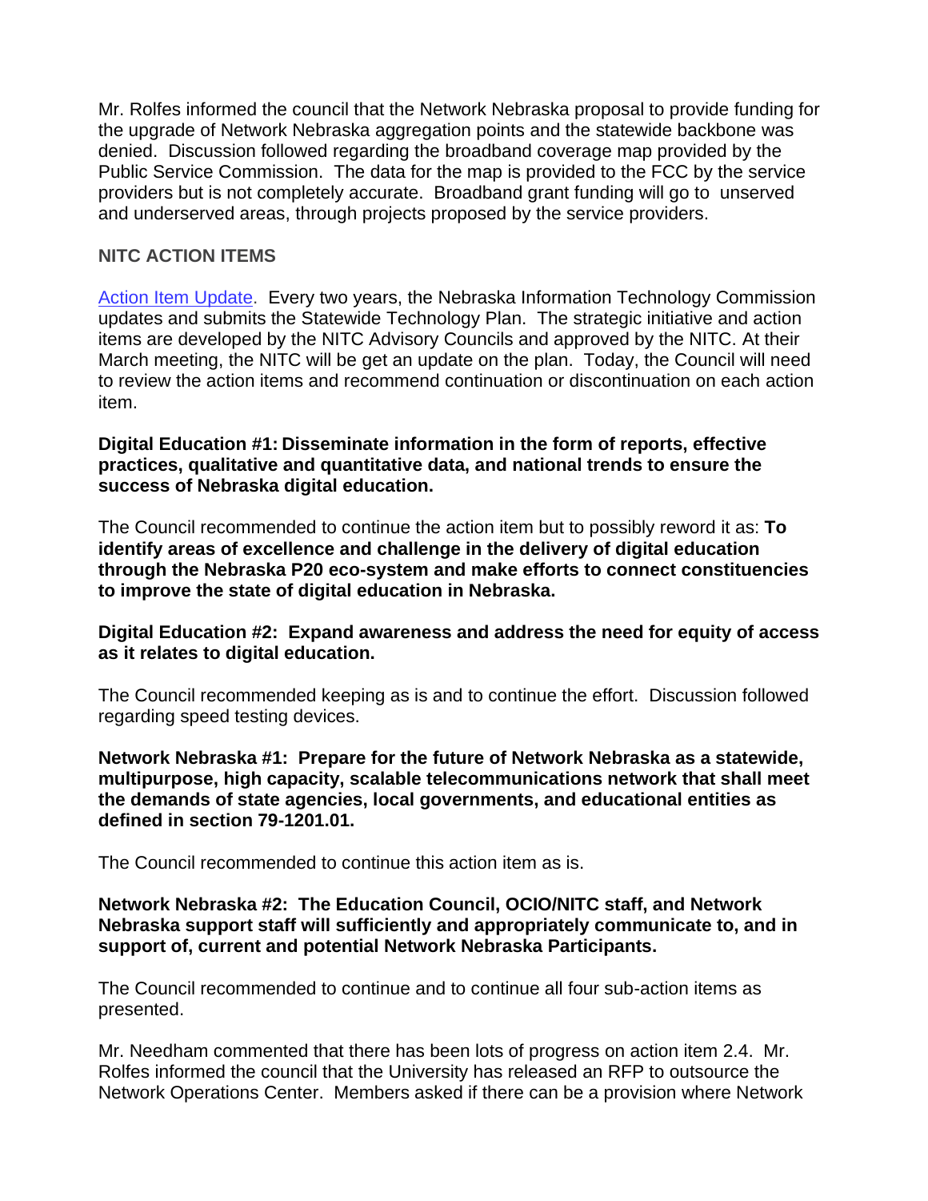Mr. Rolfes informed the council that the Network Nebraska proposal to provide funding for the upgrade of Network Nebraska aggregation points and the statewide backbone was denied. Discussion followed regarding the broadband coverage map provided by the Public Service Commission. The data for the map is provided to the FCC by the service providers but is not completely accurate. Broadband grant funding will go to unserved and underserved areas, through projects proposed by the service providers.

## NITC ACTION ITEMS

Action Item Update. Every two years, the Nebraska Information Technology Commission updates and submits the Statewide Technology Plan. The strategic initiative and action items are developed by the NITC Advisory Councils and approved by the NITC. At their March meeting, the NITC will be get an update on the plan. Today, the Council will need to review the action items and recommend continuation or discontinuation on each action item.

**Digital Education #1: Disseminate information in the form of reports, effective practices, qualitative and quantitative data, and national trends to ensure the success of Nebraska digital education.**

The Council recommended to continue the action item but to possibly reword it as: **To identify areas of excellence and challenge in the delivery of digital education through the Nebraska P20 eco-system and make efforts to connect constituencies to improve the state of digital education in Nebraska.**

**Digital Education #2: Expand awareness and address the need for equity of access as it relates to digital education.**

The Council recommended keeping as is and to continue the effort. Discussion followed regarding speed testing devices.

**Network Nebraska #1: Prepare for the future of Network Nebraska as a statewide, multipurpose, high capacity, scalable telecommunications network that shall meet the demands of state agencies, local governments, and educational entities as defined in section 79-1201.01.**

The Council recommended to continue this action item as is.

**Network Nebraska #2: The Education Council, OCIO/NITC staff, and Network Nebraska support staff will sufficiently and appropriately communicate to, and in support of, current and potential Network Nebraska Participants.**

The Council recommended to continue and to continue all four sub-action items as presented.

Mr. Needham commented that there has been lots of progress on action item 2.4. Mr. Rolfes informed the council that the University has released an RFP to outsource the Network Operations Center. Members asked if there can be a provision where Network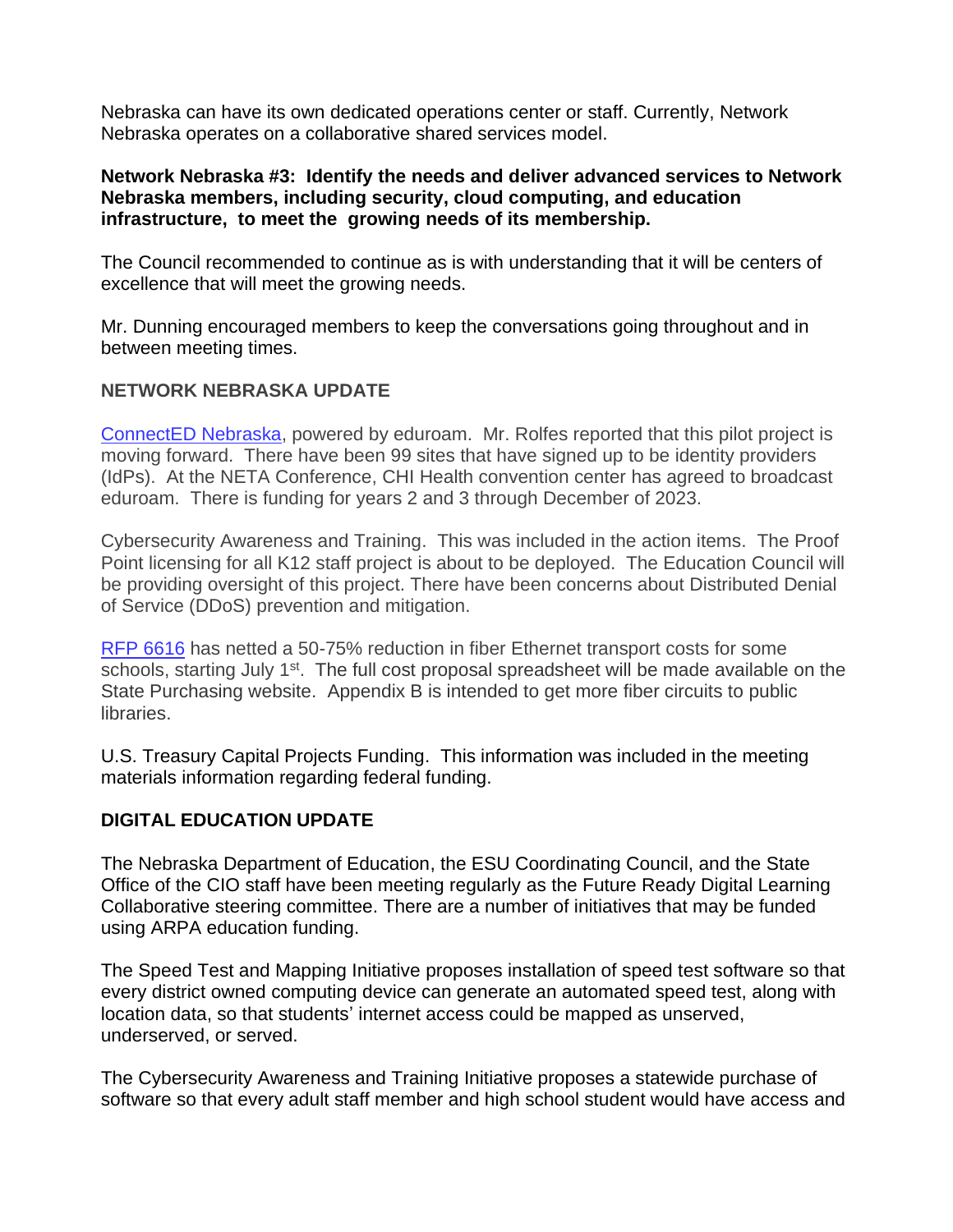Nebraska can have its own dedicated operations center or staff. Currently, Network Nebraska operates on a collaborative shared services model.

**Network Nebraska #3: Identify the needs and deliver advanced services to Network Nebraska members, including security, cloud computing, and education infrastructure, to meet the growing needs of its membership.**

The Council recommended to continue as is with understanding that it will be centers of excellence that will meet the growing needs.

Mr. Dunning encouraged members to keep the conversations going throughout and in between meeting times.

**NETWORK NEBRASKA UPDATE**

[ConnectED Nebraska](), powered by eduroam. Mr. Rolfes reported that this pilot project is moving forward. There have been 99 sites that have signed up to be identity providers (IdPs). At the NETA Conference, CHI Health convention center has agreed to broadcast eduroam. There is funding for years 2 and 3 through December of 2023.

Cybersecurity Awareness and Training. This was included in the action items. The Proof Point licensing for all K12 staff project is about to be deployed. The Education Council will be providing oversight of this project. There have been concerns about Distributed Denial of Service (DDoS) prevention and mitigation.

[RFP 6616]() has netted a 50-75% reduction in fiber Ethernet transport costs for some schools, starting July 1st. The full cost proposal spreadsheet will be made available on the State Purchasing website. Appendix B is intended to get more fiber circuits to public libraries.

U.S. Treasury Capital Projects Funding. This information was included in the meeting materials information regarding federal funding.

**DIGITAL EDUCATION UPDATE**

The Nebraska Department of Education, the ESU Coordinating Council, and the State Office of the CIO staff have been meeting regularly as the Future Ready Digital Learning Collaborative steering committee. There are a number of initiatives that may be funded using ARPA education funding.

The Speed Test and Mapping Initiative proposes installation of speed test software so that every district owned computing device can generate an automated speed test, along with location data, so that students' internet access could be mapped as unserved, underserved, or served.

The Cybersecurity Awareness and Training Initiative proposes a statewide purchase of software so that every adult staff member and high school student would have access and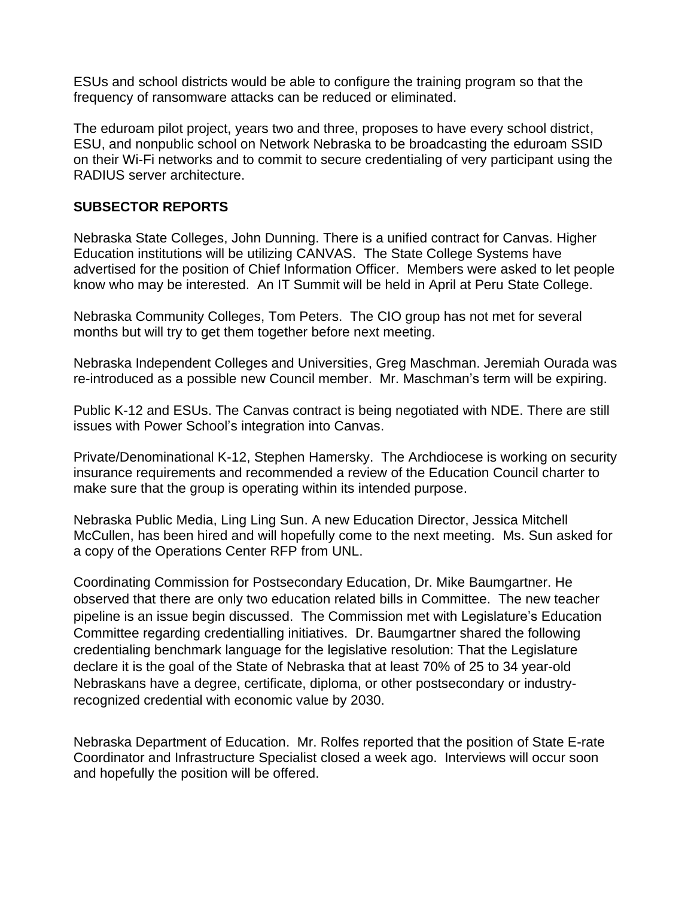ESUs and school districts would be able to configure the training program so that the frequency of ransomware attacks can be reduced or eliminated.

The eduroam pilot project, years two and three, proposes to have every school district, ESU, and nonpublic school on Network Nebraska to be broadcasting the eduroam SSID on their Wi-Fi networks and to commit to secure credentialing of very participant using the RADIUS server architecture.

**SUBSECTOR REPORTS**

Nebraska State Colleges, John Dunning. There is a unified contract for Canvas. Higher Education institutions will be utilizing CANVAS. The State College Systems have advertised for the position of Chief Information Officer. Members were asked to let people know who may be interested. An IT Summit will be held in April at Peru State College.

Nebraska Community Colleges, Tom Peters. The CIO group has not met for several months but will try to get them together before next meeting.

Nebraska Independent Colleges and Universities, Greg Maschman. Jeremiah Ourada was re-introduced as a possible new Council member. Mr. Maschman's term will be expiring.

Public K-12 and ESUs. The Canvas contract is being negotiated with NDE. There are still issues with Power School's integration into Canvas.

Private/Denominational K-12, Stephen Hamersky. The Archdiocese is working on security insurance requirements and recommended a review of the Education Council charter to make sure that the group is operating within its intended purpose.

Nebraska Public Media, Ling Ling Sun. A new Education Director, Jessica Mitchell McCullen, has been hired and will hopefully come to the next meeting. Ms. Sun asked for a copy of the Operations Center RFP from UNL.

Coordinating Commission for Postsecondary Education, Dr. Mike Baumgartner. He observed that there are only two education related bills in Committee. The new teacher pipeline is an issue begin discussed. The Commission met with Legislature's Education Committee regarding credentialling initiatives. Dr. Baumgartner shared the following credentialing benchmark language for the legislative resolution: That the Legislature declare it is the goal of the State of Nebraska that at least 70% of 25 to 34 year-old Nebraskans have a degree, certificate, diploma, or other postsecondary or industry-recognized credential with economic value by 2030.

Nebraska Department of Education. Mr. Rolfes reported that the position of State E-rate Coordinator and Infrastructure Specialist closed a week ago. Interviews will occur soon and hopefully the position will be offered.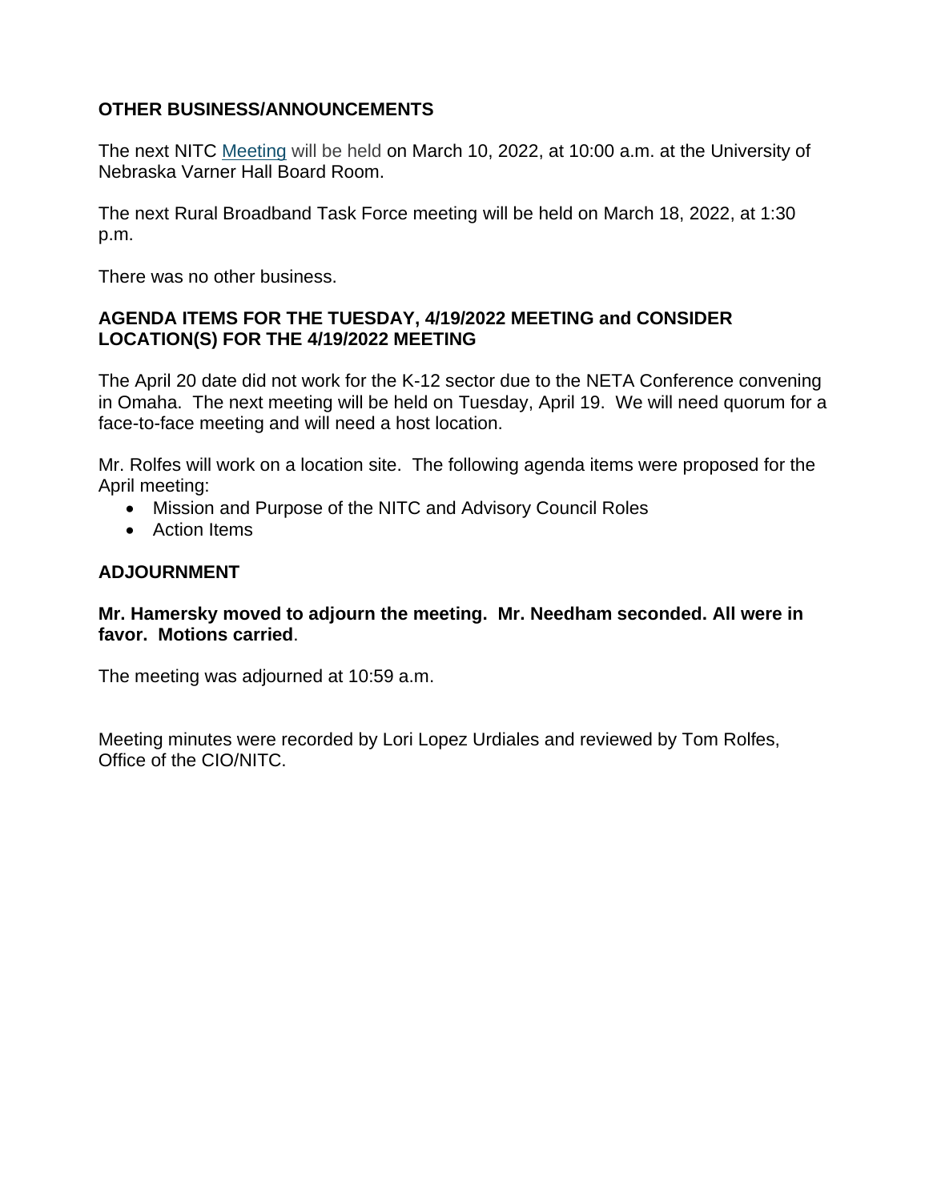## OTHER BUSINESS/ANNOUNCEMENTS

The next NITC Meeting will be held on March 10, 2022, at 10:00 a.m. at the University of Nebraska Varner Hall Board Room.

The next Rural Broadband Task Force meeting will be held on March 18, 2022, at 1:30 p.m.

There was no other business.

## AGENDA ITEMS FOR THE TUESDAY, 4/19/2022 MEETING and CONSIDER LOCATION(S) FOR THE 4/19/2022 MEETING

The April 20 date did not work for the K-12 sector due to the NETA Conference convening in Omaha. The next meeting will be held on Tuesday, April 19. We will need quorum for a face-to-face meeting and will need a host location.

Mr. Rolfes will work on a location site. The following agenda items were proposed for the April meeting:

- Mission and Purpose of the NITC and Advisory Council Roles
- Action Items

## ADJOURNMENT

**Mr. Hamersky moved to adjourn the meeting. Mr. Needham seconded. All were in favor. Motions carried**.

The meeting was adjourned at 10:59 a.m.

Meeting minutes were recorded by Lori Lopez Urdiales and reviewed by Tom Rolfes, Office of the CIO/NITC.